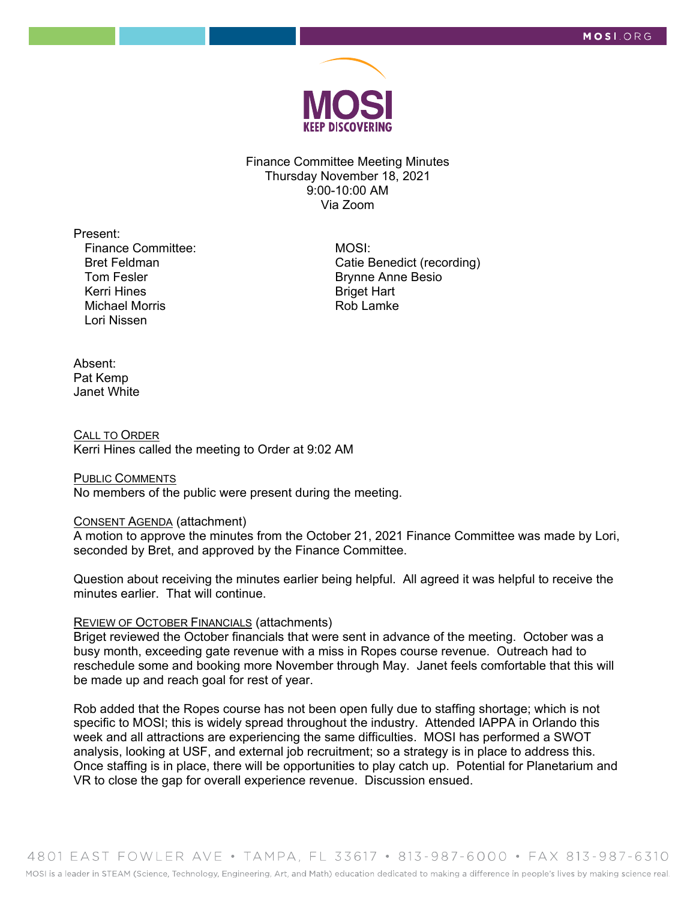Finance Committee Meeting Minutes
Thursday November 18, 2021
9:00-10:00 AM
Via Zoom

Present:

Finance Committee:
- Bret Feldman
- Tom Fesler
- Kerri Hines
- Michael Morris
- Lori Nissen

MOSI:
- Catie Benedict (recording)
- Brynne Anne Besio
- Briget Hart
- Rob Lamke

Absent:
- Pat Kemp
- Janet White

## CALL TO ORDER

Kerri Hines called the meeting to Order at 9:02 AM

## PUBLIC COMMENTS

No members of the public were present during the meeting.

## CONSENT AGENDA (attachment)

A motion to approve the minutes from the October 21, 2021 Finance Committee was made by Lori, seconded by Bret, and approved by the Finance Committee.

Question about receiving the minutes earlier being helpful. All agreed it was helpful to receive the minutes earlier. That will continue.

## REVIEW OF OCTOBER FINANCIALS (attachments)

Briget reviewed the October financials that were sent in advance of the meeting. October was a busy month, exceeding gate revenue with a miss in Ropes course revenue. Outreach had to reschedule some and booking more November through May. Janet feels comfortable that this will be made up and reach goal for rest of year.

Rob added that the Ropes course has not been open fully due to staffing shortage; which is not specific to MOSI; this is widely spread throughout the industry. Attended IAPPA in Orlando this week and all attractions are experiencing the same difficulties. MOSI has performed a SWOT analysis, looking at USF, and external job recruitment; so a strategy is in place to address this. Once staffing is in place, there will be opportunities to play catch up. Potential for Planetarium and VR to close the gap for overall experience revenue. Discussion ensued.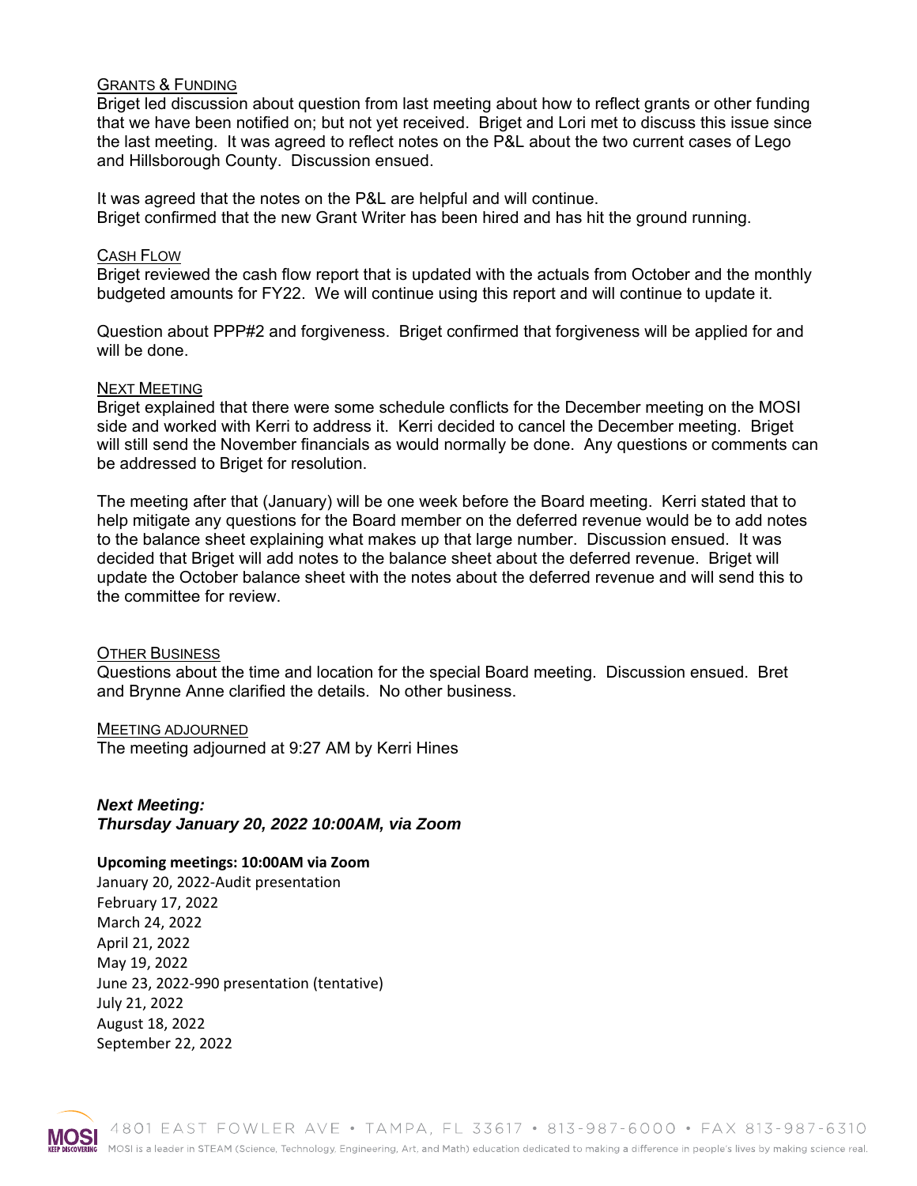## GRANTS & FUNDING

Briget led discussion about question from last meeting about how to reflect grants or other funding that we have been notified on; but not yet received. Briget and Lori met to discuss this issue since the last meeting. It was agreed to reflect notes on the P&L about the two current cases of Lego and Hillsborough County. Discussion ensued.

It was agreed that the notes on the P&L are helpful and will continue.
Briget confirmed that the new Grant Writer has been hired and has hit the ground running.

## CASH FLOW

Briget reviewed the cash flow report that is updated with the actuals from October and the monthly budgeted amounts for FY22. We will continue using this report and will continue to update it.

Question about PPP#2 and forgiveness. Briget confirmed that forgiveness will be applied for and will be done.

## NEXT MEETING

Briget explained that there were some schedule conflicts for the December meeting on the MOSI side and worked with Kerri to address it. Kerri decided to cancel the December meeting. Briget will still send the November financials as would normally be done. Any questions or comments can be addressed to Briget for resolution.

The meeting after that (January) will be one week before the Board meeting. Kerri stated that to help mitigate any questions for the Board member on the deferred revenue would be to add notes to the balance sheet explaining what makes up that large number. Discussion ensued. It was decided that Briget will add notes to the balance sheet about the deferred revenue. Briget will update the October balance sheet with the notes about the deferred revenue and will send this to the committee for review.

## OTHER BUSINESS

Questions about the time and location for the special Board meeting. Discussion ensued. Bret and Brynne Anne clarified the details. No other business.

## MEETING ADJOURNED

The meeting adjourned at 9:27 AM by Kerri Hines

***Next Meeting:***
***Thursday January 20, 2022 10:00AM, via Zoom***

**Upcoming meetings: 10:00AM via Zoom**

January 20, 2022-Audit presentation
February 17, 2022
March 24, 2022
April 21, 2022
May 19, 2022
June 23, 2022-990 presentation (tentative)
July 21, 2022
August 18, 2022
September 22, 2022

4801 EAST FOWLER AVE • TAMPA, FL 33617 • 813-987-6000 • FAX 813-987-6310
MOSI is a leader in STEAM (Science, Technology, Engineering, Art, and Math) education dedicated to making a difference in people's lives by making science real.